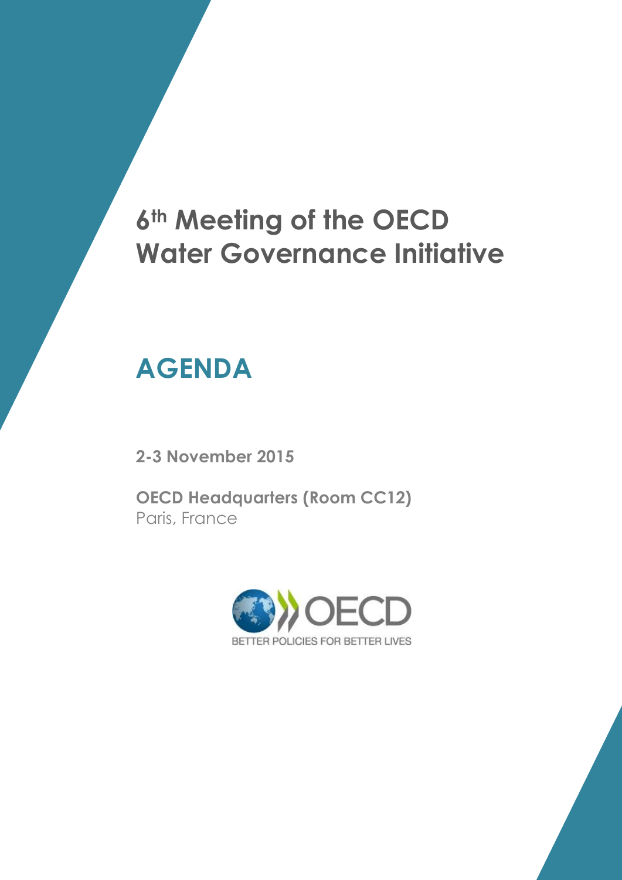# 6th Meeting of the OECD Water Governance Initiative

## AGENDA

**2-3 November 2015**

**OECD Headquarters (Room CC12)**
Paris, France

OECD
BETTER POLICIES FOR BETTER LIVES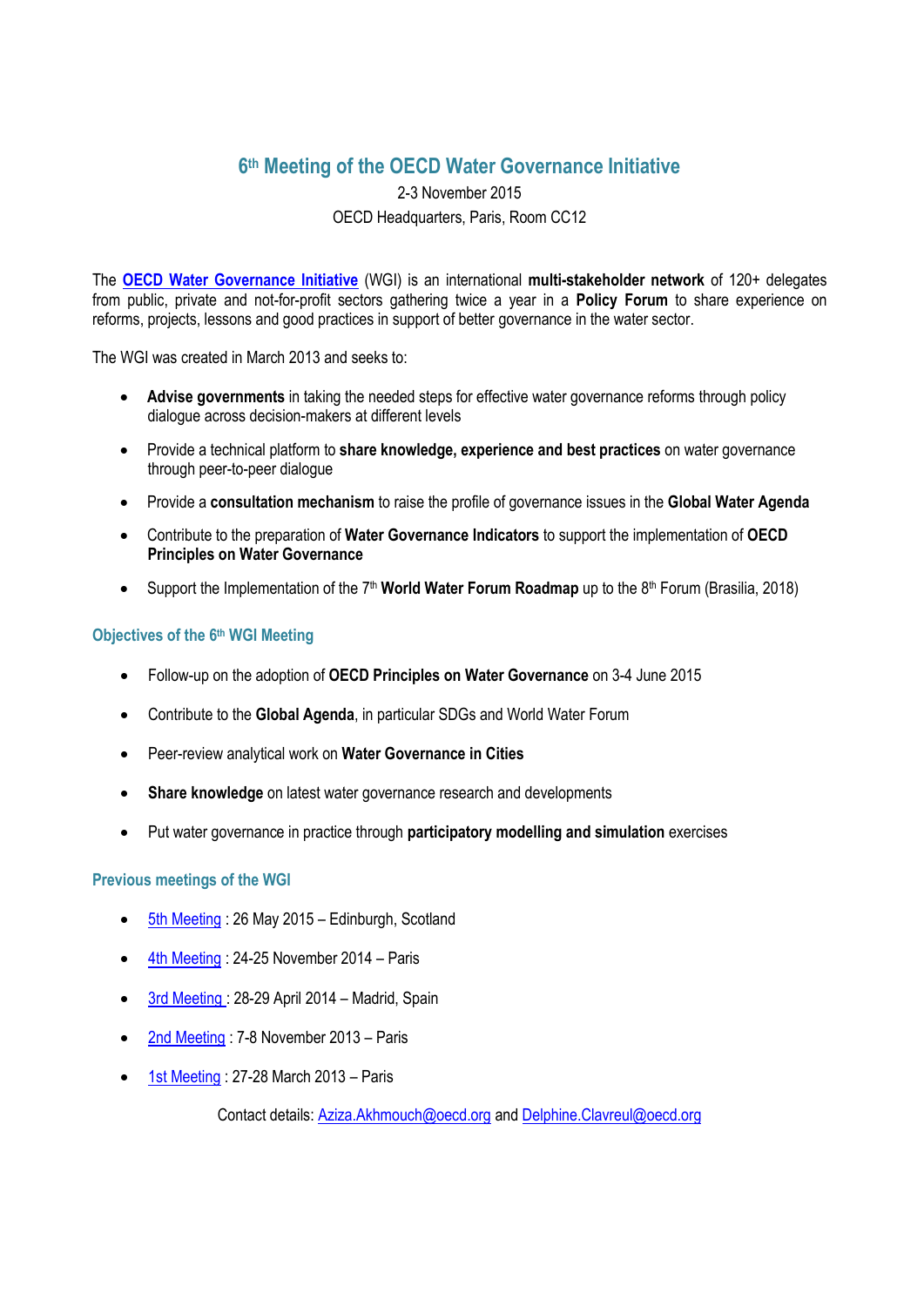# 6th Meeting of the OECD Water Governance Initiative

2-3 November 2015

OECD Headquarters, Paris, Room CC12

The **OECD Water Governance Initiative** (WGI) is an international **multi-stakeholder network** of 120+ delegates from public, private and not-for-profit sectors gathering twice a year in a **Policy Forum** to share experience on reforms, projects, lessons and good practices in support of better governance in the water sector.

The WGI was created in March 2013 and seeks to:

- **Advise governments** in taking the needed steps for effective water governance reforms through policy dialogue across decision-makers at different levels
- Provide a technical platform to **share knowledge, experience and best practices** on water governance through peer-to-peer dialogue
- Provide a **consultation mechanism** to raise the profile of governance issues in the **Global Water Agenda**
- Contribute to the preparation of **Water Governance Indicators** to support the implementation of **OECD Principles on Water Governance**
- Support the Implementation of the 7th **World Water Forum Roadmap** up to the 8th Forum (Brasilia, 2018)

## Objectives of the 6th WGI Meeting

- Follow-up on the adoption of **OECD Principles on Water Governance** on 3-4 June 2015
- Contribute to the **Global Agenda**, in particular SDGs and World Water Forum
- Peer-review analytical work on **Water Governance in Cities**
- **Share knowledge** on latest water governance research and developments
- Put water governance in practice through **participatory modelling and simulation** exercises

## Previous meetings of the WGI

- 5th Meeting : 26 May 2015 – Edinburgh, Scotland
- 4th Meeting : 24-25 November 2014 – Paris
- 3rd Meeting : 28-29 April 2014 – Madrid, Spain
- 2nd Meeting : 7-8 November 2013 – Paris
- 1st Meeting : 27-28 March 2013 – Paris

Contact details: Aziza.Akhmouch@oecd.org and Delphine.Clavreul@oecd.org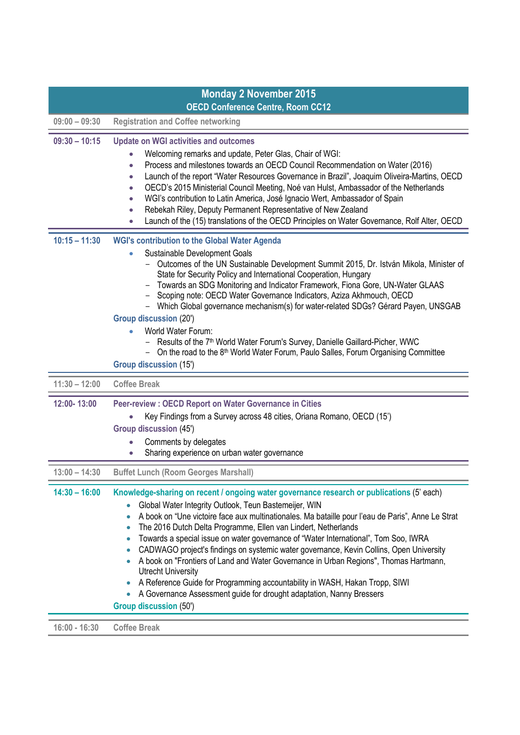## Monday 2 November 2015

### OECD Conference Centre, Room CC12

| Time | Session |
|---|---|
| 09:00 – 09:30 | Registration and Coffee networking |
| 09:30 – 10:15 | **Update on WGI activities and outcomes**<br>• Welcoming remarks and update, Peter Glas, Chair of WGI:<br>• Process and milestones towards an OECD Council Recommendation on Water (2016)<br>• Launch of the report "Water Resources Governance in Brazil", Joaquim Oliveira-Martins, OECD<br>• OECD's 2015 Ministerial Council Meeting, Noé van Hulst, Ambassador of the Netherlands<br>• WGI's contribution to Latin America, José Ignacio Wert, Ambassador of Spain<br>• Rebekah Riley, Deputy Permanent Representative of New Zealand<br>• Launch of the (15) translations of the OECD Principles on Water Governance, Rolf Alter, OECD |
| 10:15 – 11:30 | **WGI's contribution to the Global Water Agenda**<br>• Sustainable Development Goals<br>– Outcomes of the UN Sustainable Development Summit 2015, Dr. István Mikola, Minister of State for Security Policy and International Cooperation, Hungary<br>– Towards an SDG Monitoring and Indicator Framework, Fiona Gore, UN-Water GLAAS<br>– Scoping note: OECD Water Governance Indicators, Aziza Akhmouch, OECD<br>– Which Global governance mechanism(s) for water-related SDGs? Gérard Payen, UNSGAB<br>**Group discussion** (20')<br>• World Water Forum:<br>– Results of the 7th World Water Forum's Survey, Danielle Gaillard-Picher, WWC<br>– On the road to the 8th World Water Forum, Paulo Salles, Forum Organising Committee<br>**Group discussion** (15') |
| 11:30 – 12:00 | Coffee Break |
| 12:00- 13:00 | **Peer-review : OECD Report on Water Governance in Cities**<br>• Key Findings from a Survey across 48 cities, Oriana Romano, OECD (15')<br>**Group discussion** (45')<br>• Comments by delegates<br>• Sharing experience on urban water governance |
| 13:00 – 14:30 | Buffet Lunch (Room Georges Marshall) |
| 14:30 – 16:00 | **Knowledge-sharing on recent / ongoing water governance research or publications** (5' each)<br>• Global Water Integrity Outlook, Teun Bastemeijer, WIN<br>• A book on "Une victoire face aux multinationales. Ma bataille pour l'eau de Paris", Anne Le Strat<br>• The 2016 Dutch Delta Programme, Ellen van Lindert, Netherlands<br>• Towards a special issue on water governance of "Water International", Tom Soo, IWRA<br>• CADWAGO project's findings on systemic water governance, Kevin Collins, Open University<br>• A book on "Frontiers of Land and Water Governance in Urban Regions", Thomas Hartmann, Utrecht University<br>• A Reference Guide for Programming accountability in WASH, Hakan Tropp, SIWI<br>• A Governance Assessment guide for drought adaptation, Nanny Bressers<br>**Group discussion** (50') |
| 16:00 - 16:30 | Coffee Break |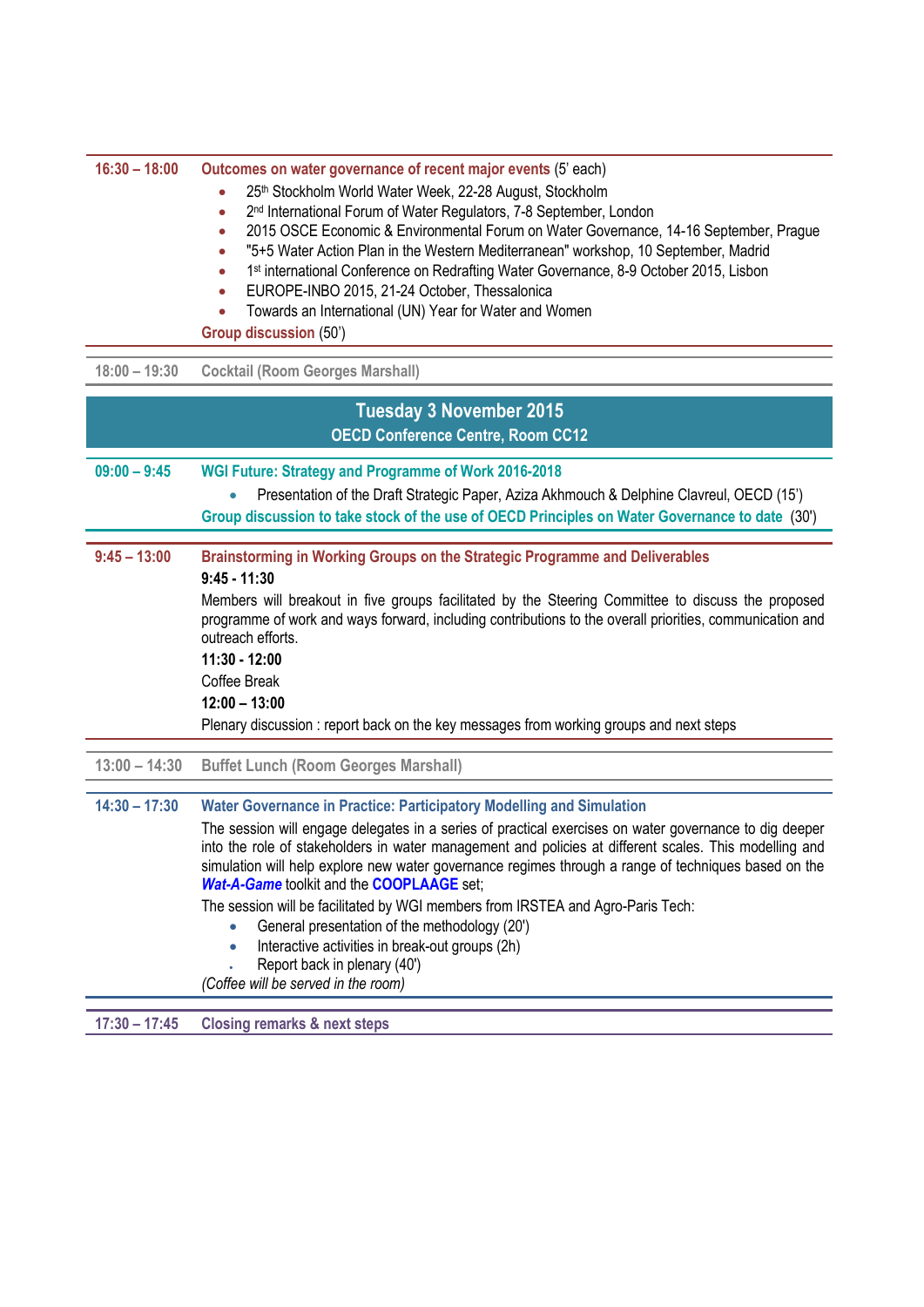**16:30 – 18:00** **Outcomes on water governance of recent major events** (5' each)

- 25th Stockholm World Water Week, 22-28 August, Stockholm
- 2nd International Forum of Water Regulators, 7-8 September, London
- 2015 OSCE Economic & Environmental Forum on Water Governance, 14-16 September, Prague
- "5+5 Water Action Plan in the Western Mediterranean" workshop, 10 September, Madrid
- 1st international Conference on Redrafting Water Governance, 8-9 October 2015, Lisbon
- EUROPE-INBO 2015, 21-24 October, Thessalonica
- Towards an International (UN) Year for Water and Women

**Group discussion** (50')

**18:00 – 19:30** **Cocktail (Room Georges Marshall)**

## Tuesday 3 November 2015

### OECD Conference Centre, Room CC12

**09:00 – 9:45** **WGI Future: Strategy and Programme of Work 2016-2018**

- Presentation of the Draft Strategic Paper, Aziza Akhmouch & Delphine Clavreul, OECD (15')

**Group discussion to take stock of the use of OECD Principles on Water Governance to date** (30')

**9:45 – 13:00** **Brainstorming in Working Groups on the Strategic Programme and Deliverables**

**9:45 - 11:30**

Members will breakout in five groups facilitated by the Steering Committee to discuss the proposed programme of work and ways forward, including contributions to the overall priorities, communication and outreach efforts.

**11:30 - 12:00**

Coffee Break

**12:00 – 13:00**

Plenary discussion : report back on the key messages from working groups and next steps

**13:00 – 14:30** **Buffet Lunch (Room Georges Marshall)**

**14:30 – 17:30** **Water Governance in Practice: Participatory Modelling and Simulation**

The session will engage delegates in a series of practical exercises on water governance to dig deeper into the role of stakeholders in water management and policies at different scales. This modelling and simulation will help explore new water governance regimes through a range of techniques based on the ***Wat-A-Game*** toolkit and the **COOPLAAGE** set;

The session will be facilitated by WGI members from IRSTEA and Agro-Paris Tech:

- General presentation of the methodology (20')
- Interactive activities in break-out groups (2h)
- Report back in plenary (40')

*(Coffee will be served in the room)*

**17:30 – 17:45** **Closing remarks & next steps**